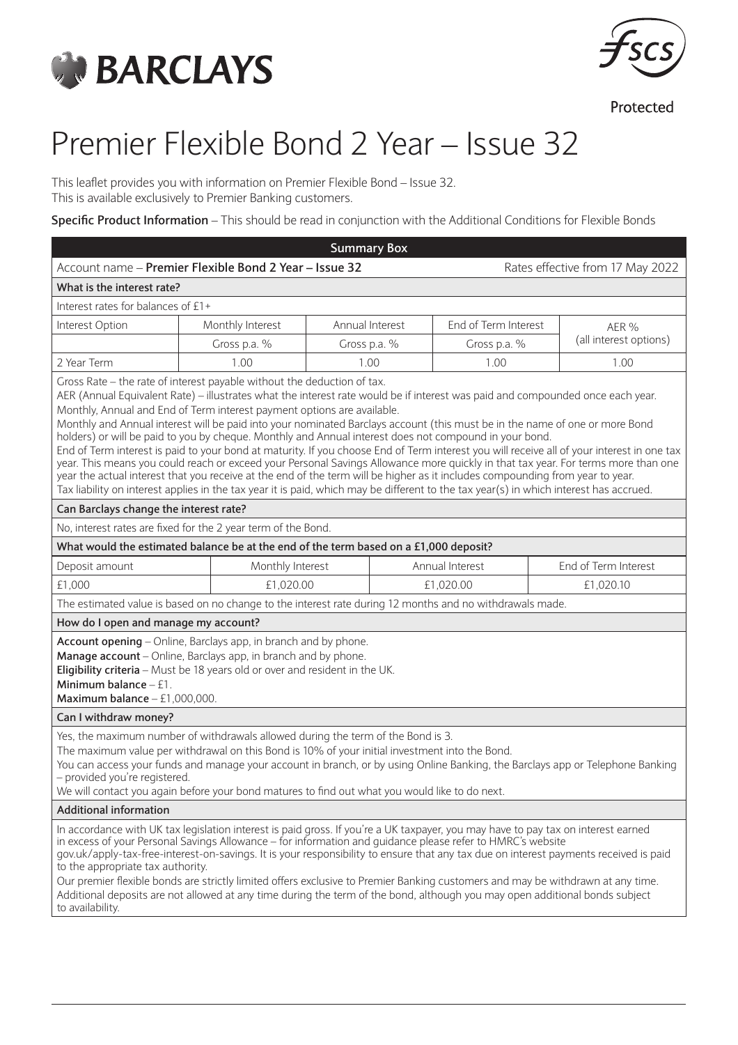BARCLAYS

FSCS Protected

# Premier Flexible Bond 2 Year – Issue 32

This leaflet provides you with information on Premier Flexible Bond – Issue 32.
This is available exclusively to Premier Banking customers.

**Specific Product Information** – This should be read in conjunction with the Additional Conditions for Flexible Bonds

## Summary Box

Account name – **Premier Flexible Bond 2 Year – Issue 32** — Rates effective from 17 May 2022

### What is the interest rate?

Interest rates for balances of £1+

| Interest Option | Monthly Interest | Annual Interest | End of Term Interest | AER % (all interest options) |
|---|---|---|---|---|
| | Gross p.a. % | Gross p.a. % | Gross p.a. % | |
| 2 Year Term | 1.00 | 1.00 | 1.00 | 1.00 |

Gross Rate – the rate of interest payable without the deduction of tax.
AER (Annual Equivalent Rate) – illustrates what the interest rate would be if interest was paid and compounded once each year.
Monthly, Annual and End of Term interest payment options are available.
Monthly and Annual interest will be paid into your nominated Barclays account (this must be in the name of one or more Bond holders) or will be paid to you by cheque. Monthly and Annual interest does not compound in your bond.
End of Term interest is paid to your bond at maturity. If you choose End of Term interest you will receive all of your interest in one tax year. This means you could reach or exceed your Personal Savings Allowance more quickly in that tax year. For terms more than one year the actual interest that you receive at the end of the term will be higher as it includes compounding from year to year.
Tax liability on interest applies in the tax year it is paid, which may be different to the tax year(s) in which interest has accrued.

### Can Barclays change the interest rate?

No, interest rates are fixed for the 2 year term of the Bond.

### What would the estimated balance be at the end of the term based on a £1,000 deposit?

| Deposit amount | Monthly Interest | Annual Interest | End of Term Interest |
|---|---|---|---|
| £1,000 | £1,020.00 | £1,020.00 | £1,020.10 |

The estimated value is based on no change to the interest rate during 12 months and no withdrawals made.

### How do I open and manage my account?

**Account opening** – Online, Barclays app, in branch and by phone.
**Manage account** – Online, Barclays app, in branch and by phone.
**Eligibility criteria** – Must be 18 years old or over and resident in the UK.
**Minimum balance** – £1.
**Maximum balance** – £1,000,000.

### Can I withdraw money?

Yes, the maximum number of withdrawals allowed during the term of the Bond is 3.
The maximum value per withdrawal on this Bond is 10% of your initial investment into the Bond.
You can access your funds and manage your account in branch, or by using Online Banking, the Barclays app or Telephone Banking – provided you're registered.
We will contact you again before your bond matures to find out what you would like to do next.

### Additional information

In accordance with UK tax legislation interest is paid gross. If you're a UK taxpayer, you may have to pay tax on interest earned in excess of your Personal Savings Allowance – for information and guidance please refer to HMRC's website gov.uk/apply-tax-free-interest-on-savings. It is your responsibility to ensure that any tax due on interest payments received is paid to the appropriate tax authority.
Our premier flexible bonds are strictly limited offers exclusive to Premier Banking customers and may be withdrawn at any time.
Additional deposits are not allowed at any time during the term of the bond, although you may open additional bonds subject to availability.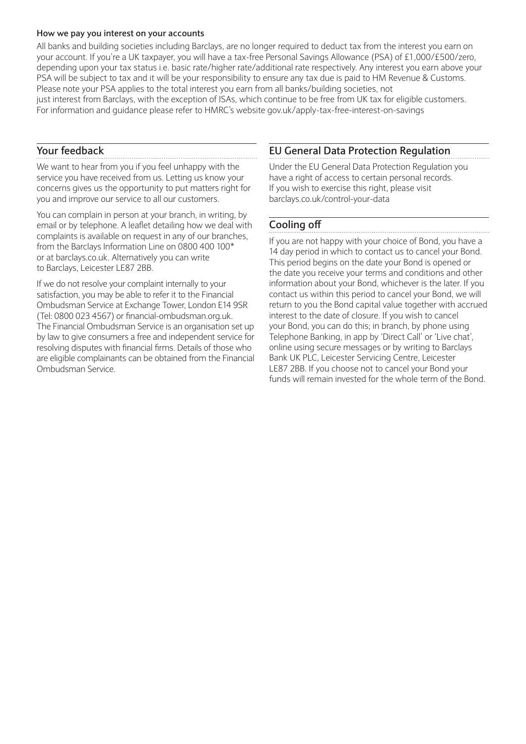#### How we pay you interest on your accounts

All banks and building societies including Barclays, are no longer required to deduct tax from the interest you earn on your account. If you're a UK taxpayer, you will have a tax-free Personal Savings Allowance (PSA) of £1,000/£500/zero, depending upon your tax status i.e. basic rate/higher rate/additional rate respectively. Any interest you earn above your PSA will be subject to tax and it will be your responsibility to ensure any tax due is paid to HM Revenue & Customs. Please note your PSA applies to the total interest you earn from all banks/building societies, not just interest from Barclays, with the exception of ISAs, which continue to be free from UK tax for eligible customers. For information and guidance please refer to HMRC's website gov.uk/apply-tax-free-interest-on-savings

## Your feedback

We want to hear from you if you feel unhappy with the service you have received from us. Letting us know your concerns gives us the opportunity to put matters right for you and improve our service to all our customers.

You can complain in person at your branch, in writing, by email or by telephone. A leaflet detailing how we deal with complaints is available on request in any of our branches, from the Barclays Information Line on 0800 400 100* or at barclays.co.uk. Alternatively you can write to Barclays, Leicester LE87 2BB.

If we do not resolve your complaint internally to your satisfaction, you may be able to refer it to the Financial Ombudsman Service at Exchange Tower, London E14 9SR (Tel: 0800 023 4567) or financial-ombudsman.org.uk. The Financial Ombudsman Service is an organisation set up by law to give consumers a free and independent service for resolving disputes with financial firms. Details of those who are eligible complainants can be obtained from the Financial Ombudsman Service.

## EU General Data Protection Regulation

Under the EU General Data Protection Regulation you have a right of access to certain personal records. If you wish to exercise this right, please visit barclays.co.uk/control-your-data

## Cooling off

If you are not happy with your choice of Bond, you have a 14 day period in which to contact us to cancel your Bond. This period begins on the date your Bond is opened or the date you receive your terms and conditions and other information about your Bond, whichever is the later. If you contact us within this period to cancel your Bond, we will return to you the Bond capital value together with accrued interest to the date of closure. If you wish to cancel your Bond, you can do this; in branch, by phone using Telephone Banking, in app by 'Direct Call' or 'Live chat', online using secure messages or by writing to Barclays Bank UK PLC, Leicester Servicing Centre, Leicester LE87 2BB. If you choose not to cancel your Bond your funds will remain invested for the whole term of the Bond.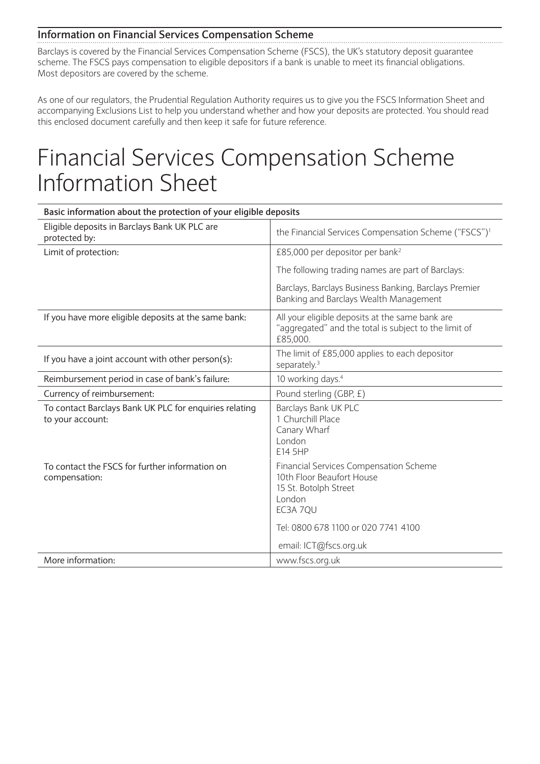## Information on Financial Services Compensation Scheme

Barclays is covered by the Financial Services Compensation Scheme (FSCS), the UK's statutory deposit guarantee scheme. The FSCS pays compensation to eligible depositors if a bank is unable to meet its financial obligations. Most depositors are covered by the scheme.

As one of our regulators, the Prudential Regulation Authority requires us to give you the FSCS Information Sheet and accompanying Exclusions List to help you understand whether and how your deposits are protected. You should read this enclosed document carefully and then keep it safe for future reference.

# Financial Services Compensation Scheme Information Sheet

| Basic information about the protection of your eligible deposits | |
|---|---|
| Eligible deposits in Barclays Bank UK PLC are protected by: | the Financial Services Compensation Scheme ("FSCS")[1] |
| Limit of protection: | £85,000 per depositor per bank[2]<br><br>The following trading names are part of Barclays:<br><br>Barclays, Barclays Business Banking, Barclays Premier Banking and Barclays Wealth Management |
| If you have more eligible deposits at the same bank: | All your eligible deposits at the same bank are "aggregated" and the total is subject to the limit of £85,000. |
| If you have a joint account with other person(s): | The limit of £85,000 applies to each depositor separately.[3] |
| Reimbursement period in case of bank's failure: | 10 working days.[4] |
| Currency of reimbursement: | Pound sterling (GBP, £) |
| To contact Barclays Bank UK PLC for enquiries relating to your account:<br><br>To contact the FSCS for further information on compensation: | Barclays Bank UK PLC<br>1 Churchill Place<br>Canary Wharf<br>London<br>E14 5HP<br><br>Financial Services Compensation Scheme<br>10th Floor Beaufort House<br>15 St. Botolph Street<br>London<br>EC3A 7QU<br><br>Tel: 0800 678 1100 or 020 7741 4100<br><br>email: ICT@fscs.org.uk |
| More information: | www.fscs.org.uk |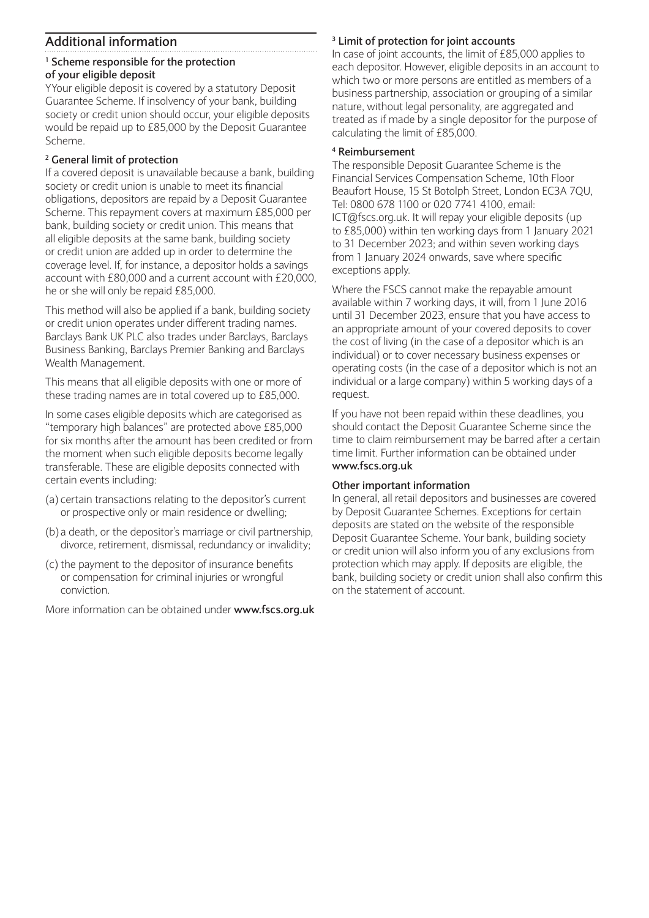## Additional information

#### [1] Scheme responsible for the protection of your eligible deposit

YYour eligible deposit is covered by a statutory Deposit Guarantee Scheme. If insolvency of your bank, building society or credit union should occur, your eligible deposits would be repaid up to £85,000 by the Deposit Guarantee Scheme.

#### [2] General limit of protection

If a covered deposit is unavailable because a bank, building society or credit union is unable to meet its financial obligations, depositors are repaid by a Deposit Guarantee Scheme. This repayment covers at maximum £85,000 per bank, building society or credit union. This means that all eligible deposits at the same bank, building society or credit union are added up in order to determine the coverage level. If, for instance, a depositor holds a savings account with £80,000 and a current account with £20,000, he or she will only be repaid £85,000.

This method will also be applied if a bank, building society or credit union operates under different trading names. Barclays Bank UK PLC also trades under Barclays, Barclays Business Banking, Barclays Premier Banking and Barclays Wealth Management.

This means that all eligible deposits with one or more of these trading names are in total covered up to £85,000.

In some cases eligible deposits which are categorised as "temporary high balances" are protected above £85,000 for six months after the amount has been credited or from the moment when such eligible deposits become legally transferable. These are eligible deposits connected with certain events including:

(a) certain transactions relating to the depositor's current or prospective only or main residence or dwelling;

(b) a death, or the depositor's marriage or civil partnership, divorce, retirement, dismissal, redundancy or invalidity;

(c) the payment to the depositor of insurance benefits or compensation for criminal injuries or wrongful conviction.

More information can be obtained under **www.fscs.org.uk**

#### [3] Limit of protection for joint accounts

In case of joint accounts, the limit of £85,000 applies to each depositor. However, eligible deposits in an account to which two or more persons are entitled as members of a business partnership, association or grouping of a similar nature, without legal personality, are aggregated and treated as if made by a single depositor for the purpose of calculating the limit of £85,000.

#### [4] Reimbursement

The responsible Deposit Guarantee Scheme is the Financial Services Compensation Scheme, 10th Floor Beaufort House, 15 St Botolph Street, London EC3A 7QU, Tel: 0800 678 1100 or 020 7741 4100, email: ICT@fscs.org.uk. It will repay your eligible deposits (up to £85,000) within ten working days from 1 January 2021 to 31 December 2023; and within seven working days from 1 January 2024 onwards, save where specific exceptions apply.

Where the FSCS cannot make the repayable amount available within 7 working days, it will, from 1 June 2016 until 31 December 2023, ensure that you have access to an appropriate amount of your covered deposits to cover the cost of living (in the case of a depositor which is an individual) or to cover necessary business expenses or operating costs (in the case of a depositor which is not an individual or a large company) within 5 working days of a request.

If you have not been repaid within these deadlines, you should contact the Deposit Guarantee Scheme since the time to claim reimbursement may be barred after a certain time limit. Further information can be obtained under **www.fscs.org.uk**

#### Other important information

In general, all retail depositors and businesses are covered by Deposit Guarantee Schemes. Exceptions for certain deposits are stated on the website of the responsible Deposit Guarantee Scheme. Your bank, building society or credit union will also inform you of any exclusions from protection which may apply. If deposits are eligible, the bank, building society or credit union shall also confirm this on the statement of account.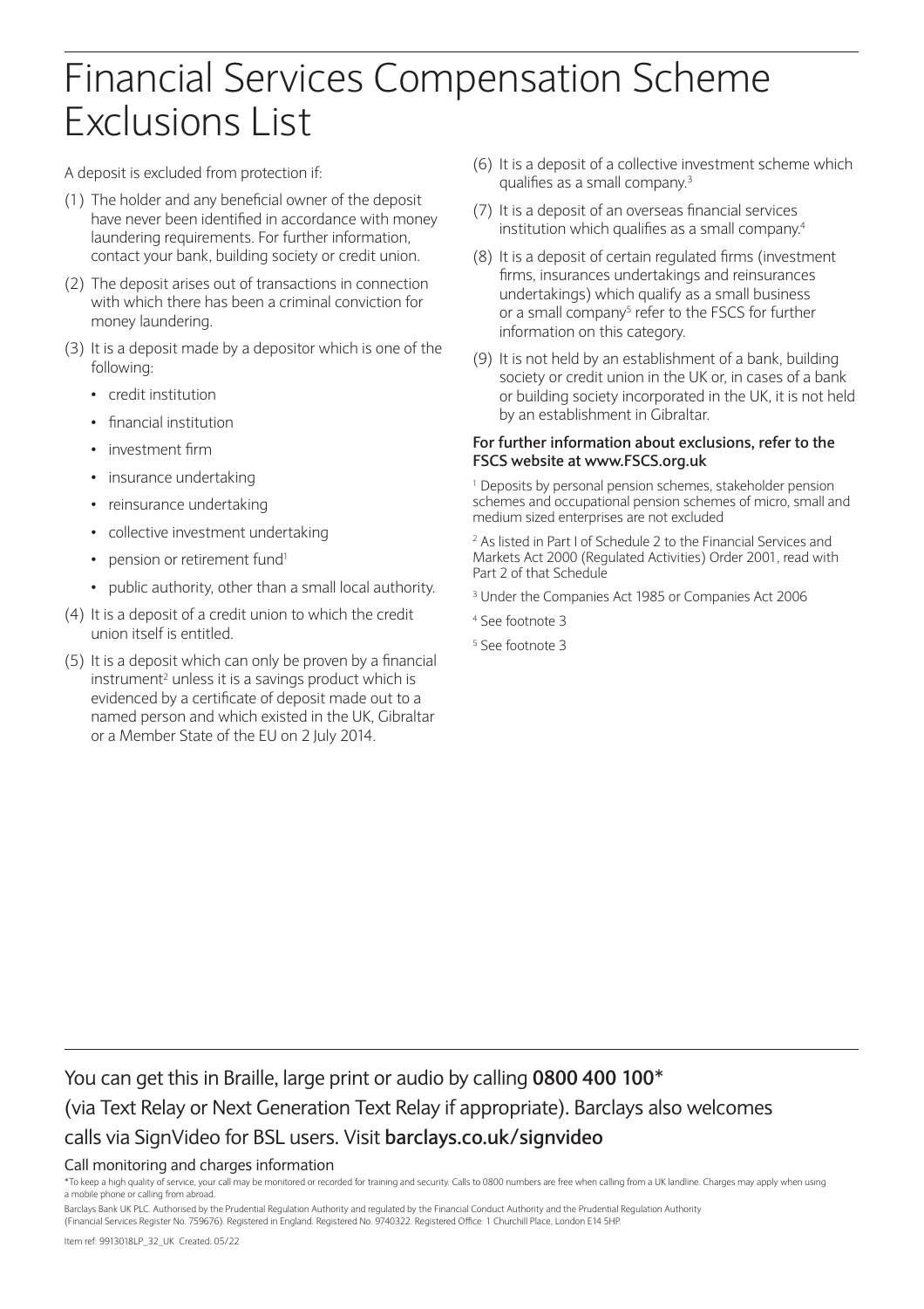# Financial Services Compensation Scheme Exclusions List

A deposit is excluded from protection if:

(1) The holder and any beneficial owner of the deposit have never been identified in accordance with money laundering requirements. For further information, contact your bank, building society or credit union.

(2) The deposit arises out of transactions in connection with which there has been a criminal conviction for money laundering.

(3) It is a deposit made by a depositor which is one of the following:

- credit institution
- financial institution
- investment firm
- insurance undertaking
- reinsurance undertaking
- collective investment undertaking
- pension or retirement fund[1]
- public authority, other than a small local authority.

(4) It is a deposit of a credit union to which the credit union itself is entitled.

(5) It is a deposit which can only be proven by a financial instrument[2] unless it is a savings product which is evidenced by a certificate of deposit made out to a named person and which existed in the UK, Gibraltar or a Member State of the EU on 2 July 2014.

(6) It is a deposit of a collective investment scheme which qualifies as a small company.[3]

(7) It is a deposit of an overseas financial services institution which qualifies as a small company.[4]

(8) It is a deposit of certain regulated firms (investment firms, insurances undertakings and reinsurances undertakings) which qualify as a small business or a small company[5] refer to the FSCS for further information on this category.

(9) It is not held by an establishment of a bank, building society or credit union in the UK or, in cases of a bank or building society incorporated in the UK, it is not held by an establishment in Gibraltar.

**For further information about exclusions, refer to the FSCS website at www.FSCS.org.uk**

[1] Deposits by personal pension schemes, stakeholder pension schemes and occupational pension schemes of micro, small and medium sized enterprises are not excluded

[2] As listed in Part I of Schedule 2 to the Financial Services and Markets Act 2000 (Regulated Activities) Order 2001, read with Part 2 of that Schedule

[3] Under the Companies Act 1985 or Companies Act 2006

[4] See footnote 3

[5] See footnote 3

You can get this in Braille, large print or audio by calling **0800 400 100*** (via Text Relay or Next Generation Text Relay if appropriate). Barclays also welcomes calls via SignVideo for BSL users. Visit **barclays.co.uk/signvideo**

Call monitoring and charges information

*To keep a high quality of service, your call may be monitored or recorded for training and security. Calls to 0800 numbers are free when calling from a UK landline. Charges may apply when using a mobile phone or calling from abroad.

Barclays Bank UK PLC. Authorised by the Prudential Regulation Authority and regulated by the Financial Conduct Authority and the Prudential Regulation Authority (Financial Services Register No. 759676). Registered in England. Registered No. 9740322. Registered Office: 1 Churchill Place, London E14 5HP.

Item ref: 9913018LP_32_UK Created: 05/22